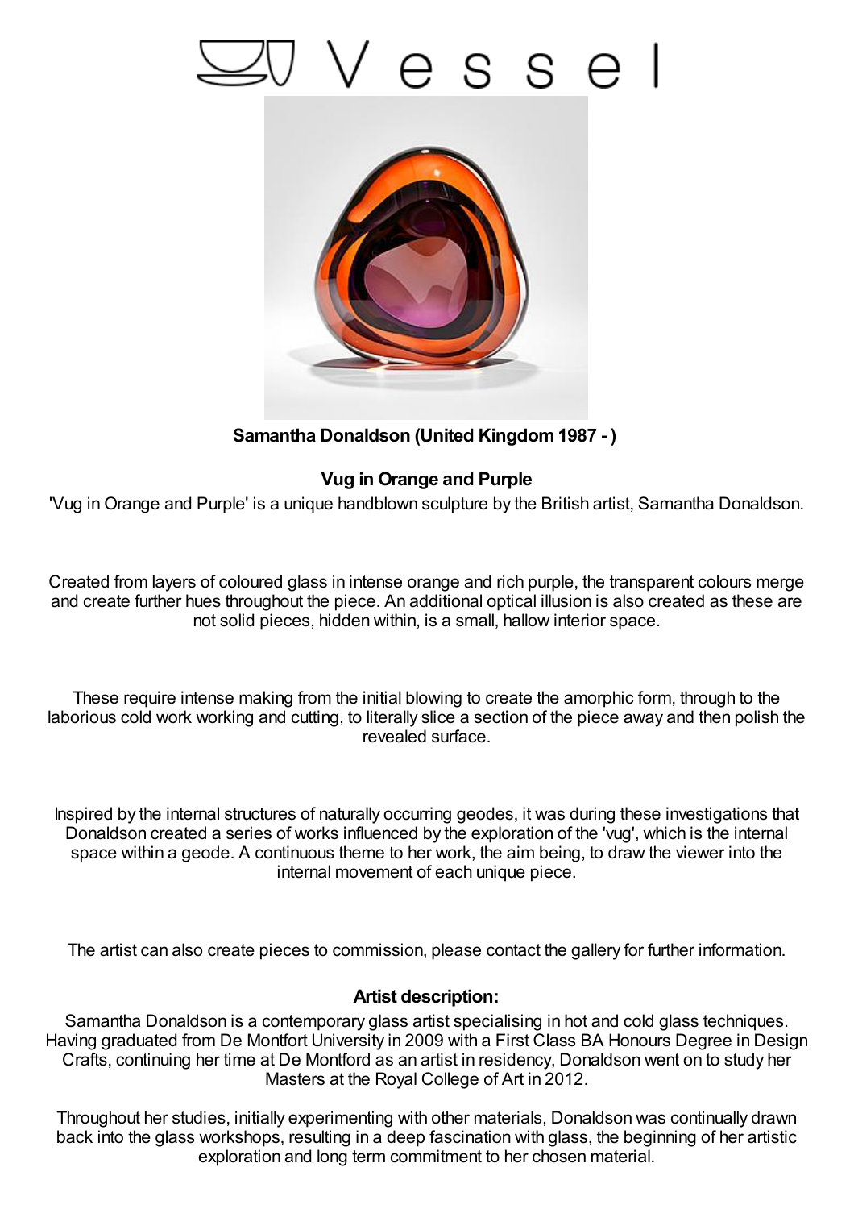# Vessel

**Samantha Donaldson (United Kingdom 1987 - )**

**Vug in Orange and Purple**

'Vug in Orange and Purple' is a unique handblown sculpture by the British artist, Samantha Donaldson.

Created from layers of coloured glass in intense orange and rich purple, the transparent colours merge and create further hues throughout the piece. An additional optical illusion is also created as these are not solid pieces, hidden within, is a small, hallow interior space.

These require intense making from the initial blowing to create the amorphic form, through to the laborious cold work working and cutting, to literally slice a section of the piece away and then polish the revealed surface.

Inspired by the internal structures of naturally occurring geodes, it was during these investigations that Donaldson created a series of works influenced by the exploration of the 'vug', which is the internal space within a geode. A continuous theme to her work, the aim being, to draw the viewer into the internal movement of each unique piece.

The artist can also create pieces to commission, please contact the gallery for further information.

**Artist description:**

Samantha Donaldson is a contemporary glass artist specialising in hot and cold glass techniques. Having graduated from De Montfort University in 2009 with a First Class BA Honours Degree in Design Crafts, continuing her time at De Montford as an artist in residency, Donaldson went on to study her Masters at the Royal College of Art in 2012.

Throughout her studies, initially experimenting with other materials, Donaldson was continually drawn back into the glass workshops, resulting in a deep fascination with glass, the beginning of her artistic exploration and long term commitment to her chosen material.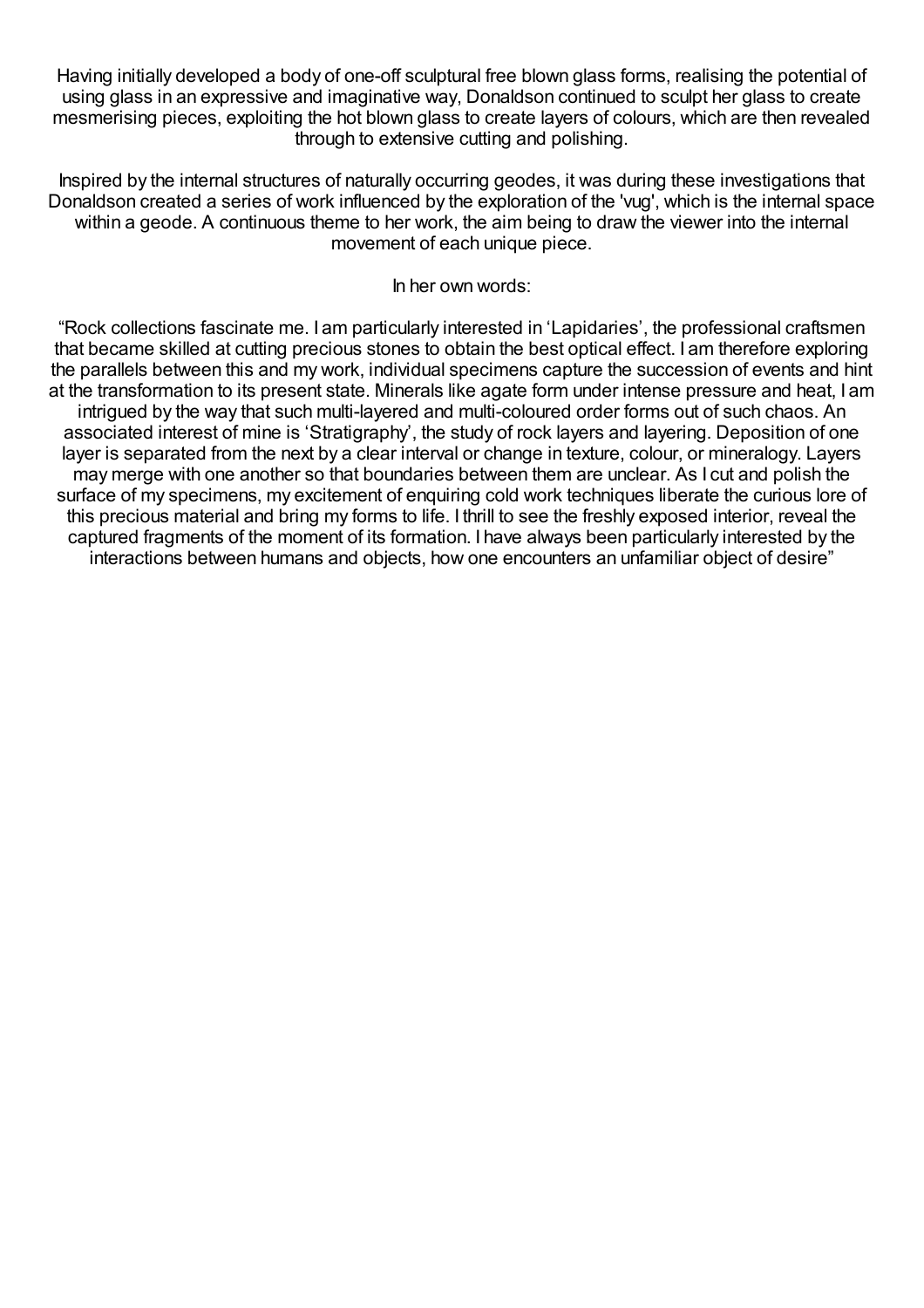Having initially developed a body of one-off sculptural free blown glass forms, realising the potential of using glass in an expressive and imaginative way, Donaldson continued to sculpt her glass to create mesmerising pieces, exploiting the hot blown glass to create layers of colours, which are then revealed through to extensive cutting and polishing.

Inspired by the internal structures of naturally occurring geodes, it was during these investigations that Donaldson created a series of work influenced by the exploration of the 'vug', which is the internal space within a geode. A continuous theme to her work, the aim being to draw the viewer into the internal movement of each unique piece.

In her own words:

“Rock collections fascinate me. I am particularly interested in ‘Lapidaries’, the professional craftsmen that became skilled at cutting precious stones to obtain the best optical effect. I am therefore exploring the parallels between this and my work, individual specimens capture the succession of events and hint at the transformation to its present state. Minerals like agate form under intense pressure and heat, I am intrigued by the way that such multi-layered and multi-coloured order forms out of such chaos. An associated interest of mine is ‘Stratigraphy’, the study of rock layers and layering. Deposition of one layer is separated from the next by a clear interval or change in texture, colour, or mineralogy. Layers may merge with one another so that boundaries between them are unclear. As I cut and polish the surface of my specimens, my excitement of enquiring cold work techniques liberate the curious lore of this precious material and bring my forms to life. I thrill to see the freshly exposed interior, reveal the captured fragments of the moment of its formation. I have always been particularly interested by the interactions between humans and objects, how one encounters an unfamiliar object of desire”